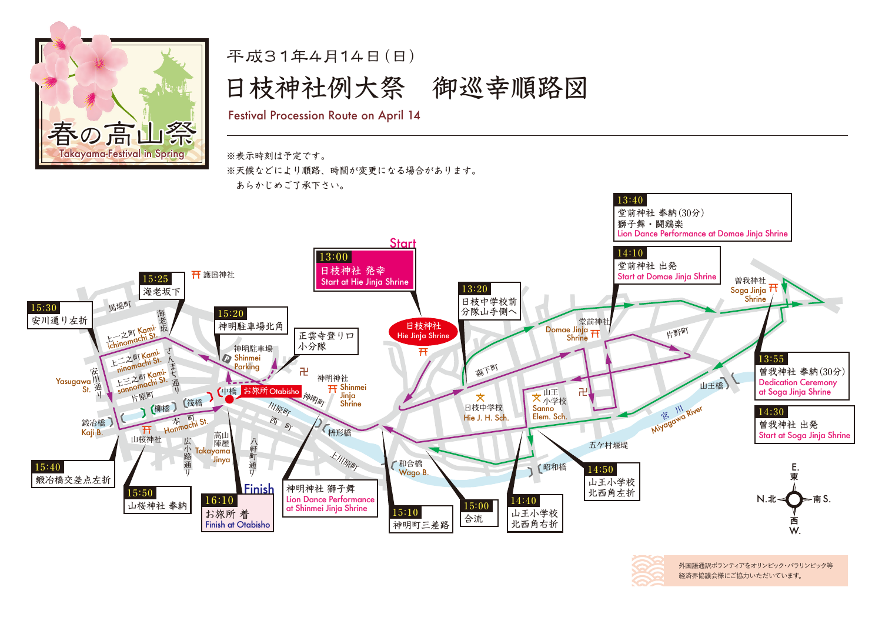春の高山祭

Takayama-Festival in Spring

平成３１年４月１４日（日）

# 日枝神社例大祭　御巡幸順路図

## Festival Procession Route on April 14

※表示時刻は予定です。
※天候などにより順路、時間が変更になる場合があります。
　あらかじめご了承下さい。

Start

**13:00**
日枝神社 発幸
Start at Hie Jinja Shrine

**13:20**
日枝中学校前
分隊山手側へ

**13:40**
堂前神社 奉納（30分）
獅子舞・闘鶏楽
Lion Dance Performance at Domae Jinja Shrine

**13:55**
曽我神社 奉納（30分）
Dedication Ceremony at Soga Jinja Shrine

**14:10**
堂前神社 出発
Start at Domae Jinja Shrine

**14:30**
曽我神社 出発
Start at Soga Jinja Shrine

**14:40**
山王小学校
北西角右折

**14:50**
山王小学校
北西角左折

**15:00**
合流

**15:10**
神明町三差路

神明神社 獅子舞
Lion Dance Performance at Shinmei Jinja Shrine

正雲寺登り口
小分隊

**15:20**
神明駐車場北角

**15:25**
海老坂下

**15:30**
安川通り左折

**15:40**
鍛冶橋交差点左折

**15:50**
山桜神社 奉納

Finish

**16:10**
お旅所 着
Finish at Otabisho

日枝神社 Hie Jinja Shrine / 護国神社 / 馬場町 / 上一之町 Kami-ichinomachi St. / 上二之町 Kami-ninomachi St. / 上三之町 Kami-sannomachi St. / 海老坂 / さんまち通り / 安川通り Yasugawa St. / 片原町 / 鍛冶橋 Kaji B. / 柳橋 / 筏橋 / 中橋 / お旅所 Otabisho / 本町 Honmachi St. / 山桜神社 / 広小路通り / 高山陣屋 Takayama Jinya / 八軒町通り / 神明駐車場 Shinmei Parking / 神明神社 Shinmei Jinja Shrine / 神明町 / 川原町 / 西町 / 枡形橋 / 上川原町 / 和合橋 Wago B. / 森下町 / 日枝中学校 Hie J. H. Sch. / 山王小学校 Sanno Elem. Sch. / 堂前神社 Domae Jinja Shrine / 片野町 / 曽我神社 Soga Jinja Shrine / 山王橋 / 宮川 Miyagawa River / 五ケ村堰堤 / 昭和橋

東 E. / 北 N. / 南 S. / 西 W.

外国語通訳ボランティアをオリンピック・パラリンピック等経済界協議会様にご協力いただいています。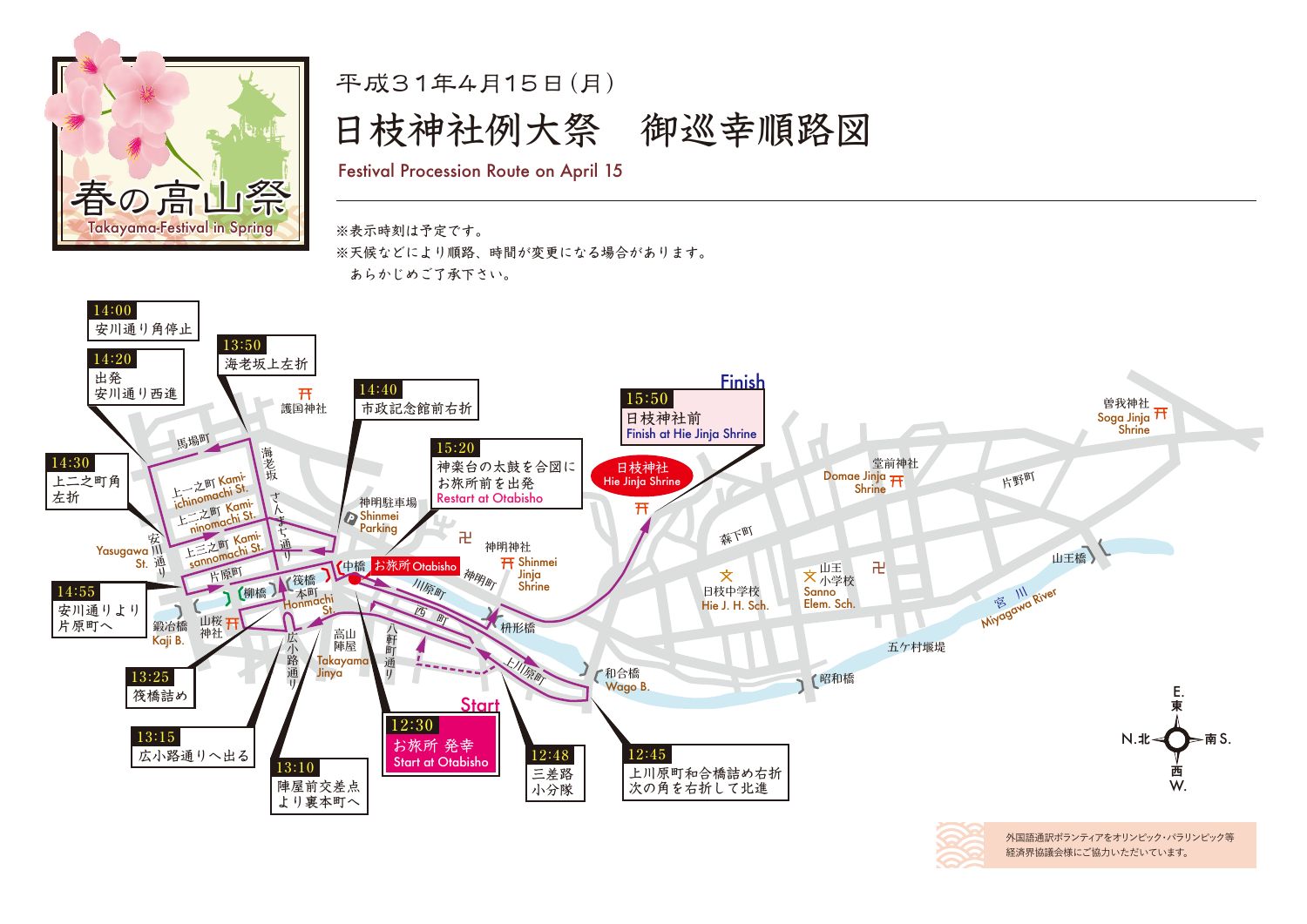春の高山祭
Takayama-Festival in Spring

平成３１年４月１５日（月）

# 日枝神社例大祭　御巡幸順路図

Festival Procession Route on April 15

※表示時刻は予定です。
※天候などにより順路、時間が変更になる場合があります。
あらかじめご了承下さい。

Start

12:30
お旅所 発幸
Start at Otabisho

12:45
上川原町和合橋詰め右折
次の角を右折して北進

12:48
三差路
小分隊

13:10
陣屋前交差点
より裏本町へ

13:15
広小路通りへ出る

13:25
筏橋詰め

13:50
海老坂上左折

14:00
安川通り角停止

14:20
出発
安川通り西進

14:30
上二之町角
左折

14:40
市政記念館前右折

14:55
安川通りより
片原町へ

15:20
神楽台の太鼓を合図に
お旅所前を出発
Restart at Otabisho

Finish

15:50
日枝神社前
Finish at Hie Jinja Shrine

日枝神社
Hie Jinja Shrine

お旅所 Otabisho

護国神社
馬場町
海老坂
さんまち通り
上一之町 Kami-ichinomachi St.
上二之町 Kami-ninomachi St.
上三之町 Kami-sannomachi St.
片原町
安川通り Yasugawa St.
鍛冶橋 Kaji B.
山桜神社
柳橋
筏橋
本町 Honmachi St.
中橋
広小路通り
高山陣屋 Takayama Jinya
八軒町通り
川原町
西町
上川原町
神明駐車場 Shinmei Parking
神明神社 Shinmei Jinja Shrine
神明町
桝形橋
和合橋 Wago B.
森下町
日枝中学校 Hie J. H. Sch.
山王小学校 Sanno Elem. Sch.
堂前神社 Domae Jinja Shrine
片野町
曽我神社 Soga Jinja Shrine
山王橋
宮川 Miyagawa River
五ケ村堰堤
昭和橋

E. 東
N. 北
南 S.
西 W.

外国語通訳ボランティアをオリンピック・パラリンピック等経済界協議会様にご協力いただいています。